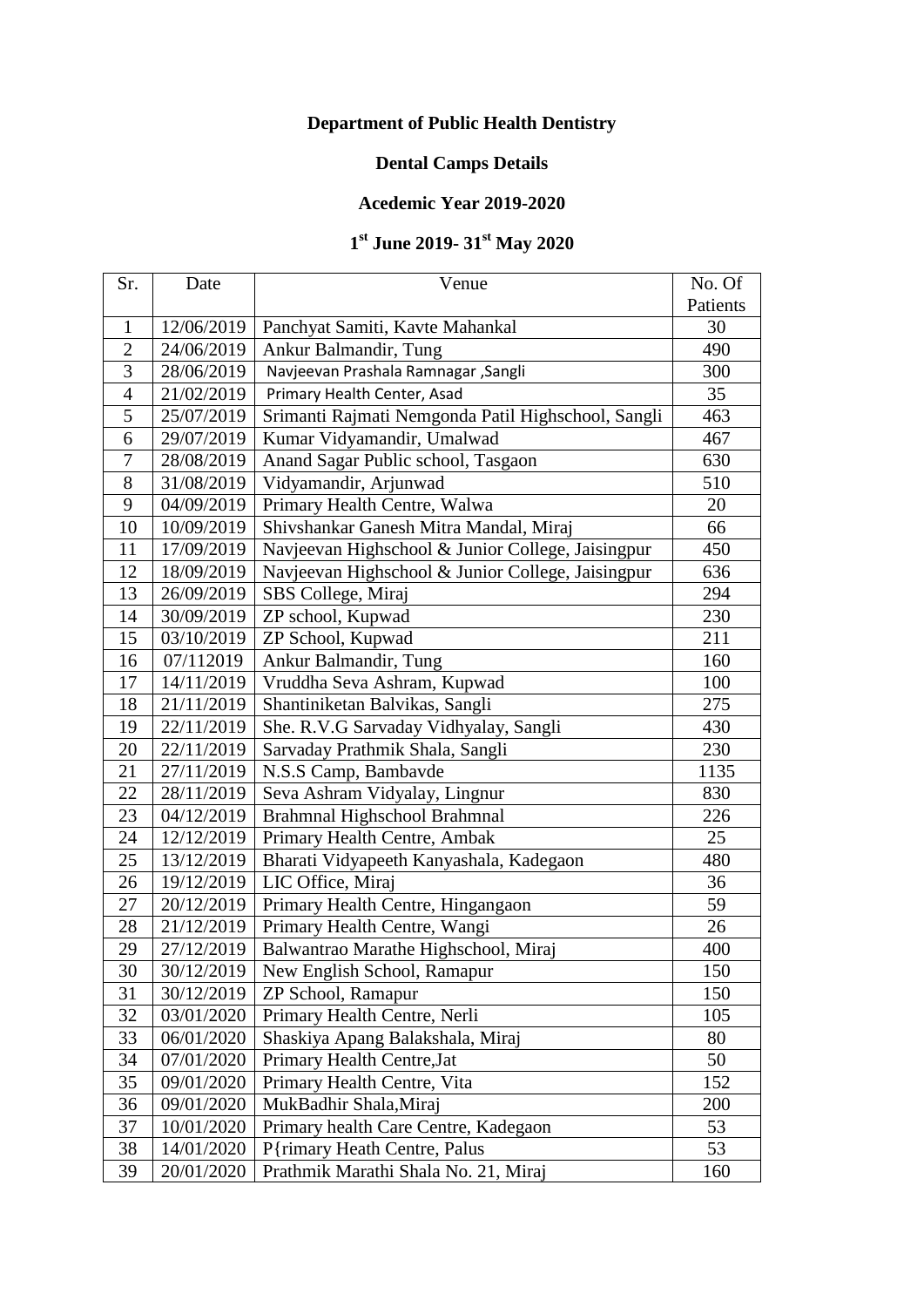**Department of Public Health Dentistry**

**Dental Camps Details**

**Acedemic Year 2019-2020**

**1st June 2019- 31st May 2020**

| Sr. | Date | Venue | No. Of Patients |
|---|---|---|---|
| 1 | 12/06/2019 | Panchyat Samiti, Kavte Mahankal | 30 |
| 2 | 24/06/2019 | Ankur Balmandir, Tung | 490 |
| 3 | 28/06/2019 | Navjeevan Prashala Ramnagar ,Sangli | 300 |
| 4 | 21/02/2019 | Primary Health Center, Asad | 35 |
| 5 | 25/07/2019 | Srimanti Rajmati Nemgonda Patil Highschool, Sangli | 463 |
| 6 | 29/07/2019 | Kumar Vidyamandir, Umalwad | 467 |
| 7 | 28/08/2019 | Anand Sagar Public school, Tasgaon | 630 |
| 8 | 31/08/2019 | Vidyamandir, Arjunwad | 510 |
| 9 | 04/09/2019 | Primary Health Centre, Walwa | 20 |
| 10 | 10/09/2019 | Shivshankar Ganesh Mitra Mandal, Miraj | 66 |
| 11 | 17/09/2019 | Navjeevan Highschool & Junior College, Jaisingpur | 450 |
| 12 | 18/09/2019 | Navjeevan Highschool & Junior College, Jaisingpur | 636 |
| 13 | 26/09/2019 | SBS College, Miraj | 294 |
| 14 | 30/09/2019 | ZP school, Kupwad | 230 |
| 15 | 03/10/2019 | ZP School, Kupwad | 211 |
| 16 | 07/112019 | Ankur Balmandir, Tung | 160 |
| 17 | 14/11/2019 | Vruddha Seva Ashram, Kupwad | 100 |
| 18 | 21/11/2019 | Shantiniketan Balvikas, Sangli | 275 |
| 19 | 22/11/2019 | She. R.V.G Sarvaday Vidhyalay, Sangli | 430 |
| 20 | 22/11/2019 | Sarvaday Prathmik Shala, Sangli | 230 |
| 21 | 27/11/2019 | N.S.S Camp, Bambavde | 1135 |
| 22 | 28/11/2019 | Seva Ashram Vidyalay, Lingnur | 830 |
| 23 | 04/12/2019 | Brahmnal Highschool Brahmnal | 226 |
| 24 | 12/12/2019 | Primary Health Centre, Ambak | 25 |
| 25 | 13/12/2019 | Bharati Vidyapeeth Kanyashala, Kadegaon | 480 |
| 26 | 19/12/2019 | LIC Office, Miraj | 36 |
| 27 | 20/12/2019 | Primary Health Centre, Hingangaon | 59 |
| 28 | 21/12/2019 | Primary Health Centre, Wangi | 26 |
| 29 | 27/12/2019 | Balwantrao Marathe Highschool, Miraj | 400 |
| 30 | 30/12/2019 | New English School, Ramapur | 150 |
| 31 | 30/12/2019 | ZP School, Ramapur | 150 |
| 32 | 03/01/2020 | Primary Health Centre, Nerli | 105 |
| 33 | 06/01/2020 | Shaskiya Apang Balakshala, Miraj | 80 |
| 34 | 07/01/2020 | Primary Health Centre,Jat | 50 |
| 35 | 09/01/2020 | Primary Health Centre, Vita | 152 |
| 36 | 09/01/2020 | MukBadhir Shala,Miraj | 200 |
| 37 | 10/01/2020 | Primary health Care Centre, Kadegaon | 53 |
| 38 | 14/01/2020 | P{rimary Heath Centre, Palus | 53 |
| 39 | 20/01/2020 | Prathmik Marathi Shala No. 21, Miraj | 160 |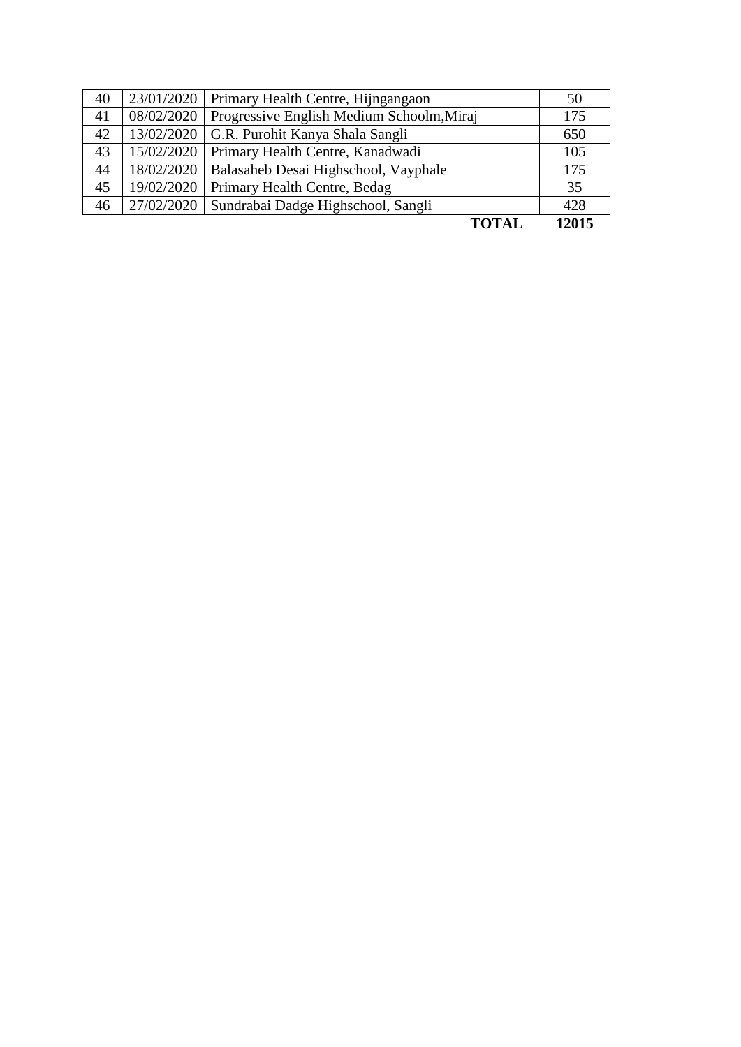| | | | |
|---|---|---|---|
| 40 | 23/01/2020 | Primary Health Centre, Hijngangaon | 50 |
| 41 | 08/02/2020 | Progressive English Medium Schoolm,Miraj | 175 |
| 42 | 13/02/2020 | G.R. Purohit Kanya Shala Sangli | 650 |
| 43 | 15/02/2020 | Primary Health Centre, Kanadwadi | 105 |
| 44 | 18/02/2020 | Balasaheb Desai Highschool, Vayphale | 175 |
| 45 | 19/02/2020 | Primary Health Centre, Bedag | 35 |
| 46 | 27/02/2020 | Sundrabai Dadge Highschool, Sangli | 428 |
| | | **TOTAL** | **12015** |